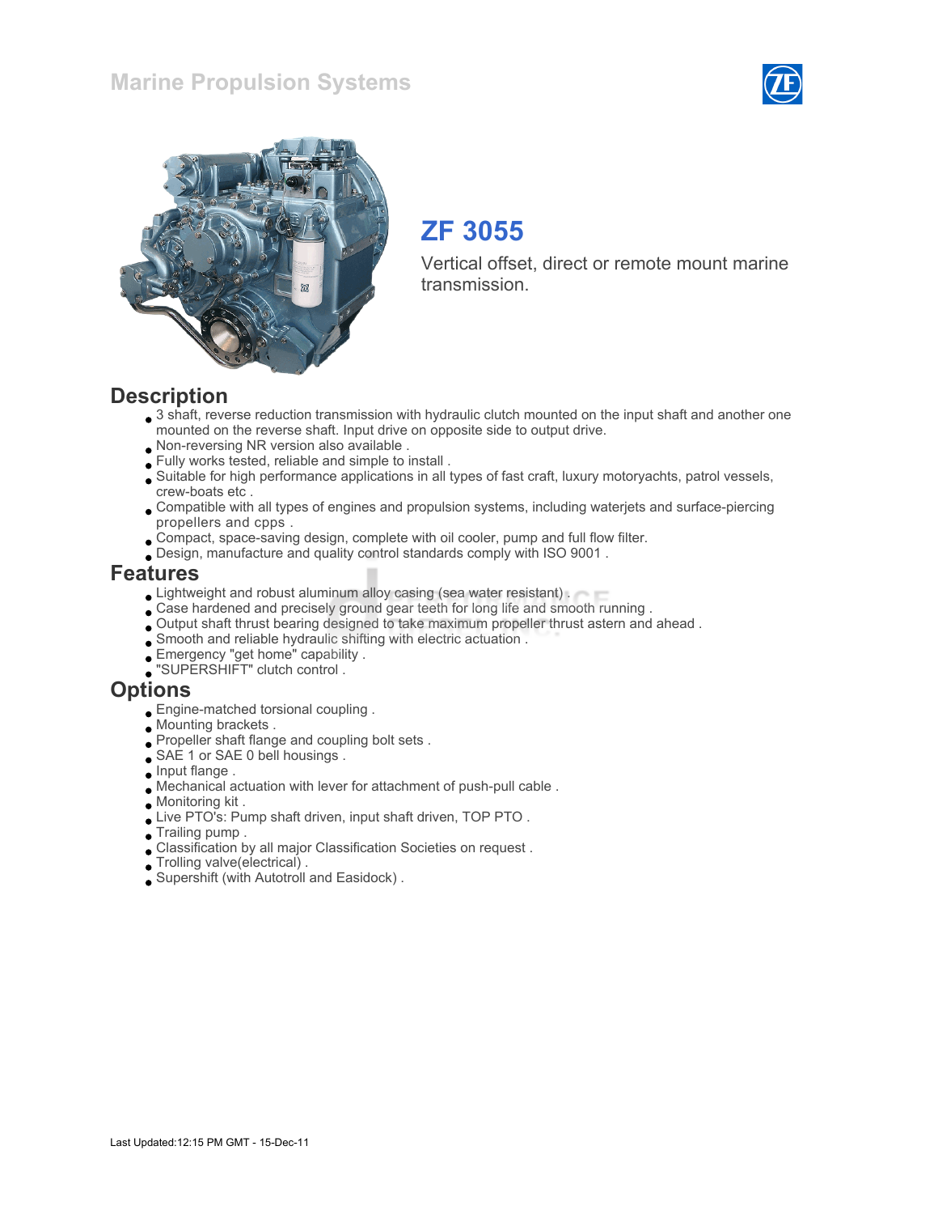# Marine Propulsion Systems

## ZF 3055

Vertical offset, direct or remote mount marine transmission.

## Description

- 3 shaft, reverse reduction transmission with hydraulic clutch mounted on the input shaft and another one mounted on the reverse shaft. Input drive on opposite side to output drive.
- Non-reversing NR version also available .
- Fully works tested, reliable and simple to install .
- Suitable for high performance applications in all types of fast craft, luxury motoryachts, patrol vessels, crew-boats etc .
- Compatible with all types of engines and propulsion systems, including waterjets and surface-piercing propellers and cpps .
- Compact, space-saving design, complete with oil cooler, pump and full flow filter.
- Design, manufacture and quality control standards comply with ISO 9001 .

## Features

- Lightweight and robust aluminum alloy casing (sea water resistant) .
- Case hardened and precisely ground gear teeth for long life and smooth running .
- Output shaft thrust bearing designed to take maximum propeller thrust astern and ahead .
- Smooth and reliable hydraulic shifting with electric actuation .
- Emergency "get home" capability .
- "SUPERSHIFT" clutch control .

## Options

- Engine-matched torsional coupling .
- Mounting brackets .
- Propeller shaft flange and coupling bolt sets .
- SAE 1 or SAE 0 bell housings .
- Input flange .
- Mechanical actuation with lever for attachment of push-pull cable .
- Monitoring kit .
- Live PTO's: Pump shaft driven, input shaft driven, TOP PTO .
- Trailing pump .
- Classification by all major Classification Societies on request .
- Trolling valve(electrical) .
- Supershift (with Autotroll and Easidock) .

Last Updated:12:15 PM GMT - 15-Dec-11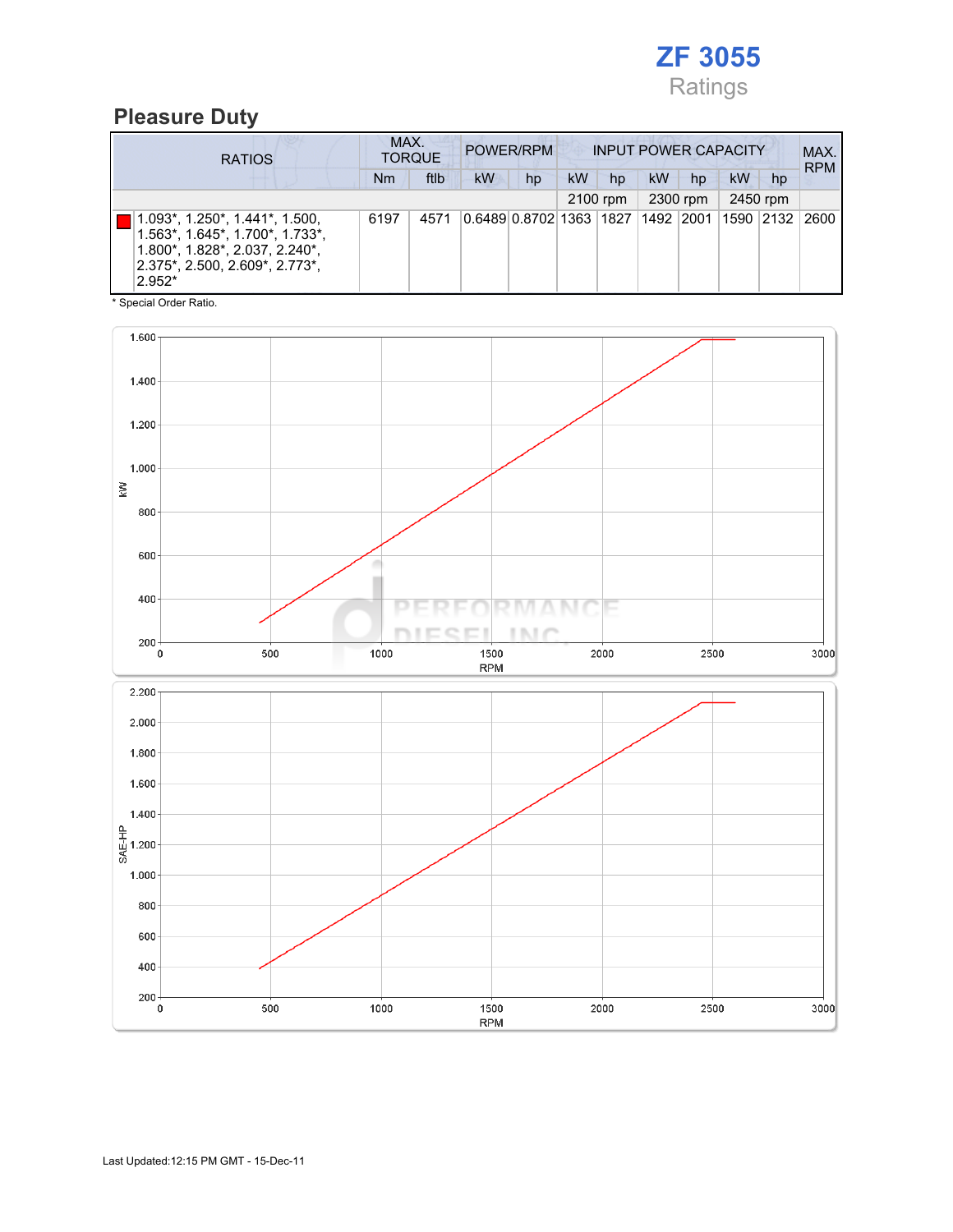# ZF 3055

Ratings

## Pleasure Duty

| RATIOS | MAX. TORQUE | | POWER/RPM | | INPUT POWER CAPACITY | | | | | | MAX. RPM |
|---|---|---|---|---|---|---|---|---|---|---|---|
| | Nm | ftlb | kW | hp | kW | hp | kW | hp | kW | hp | |
| | | | | | 2100 rpm | | 2300 rpm | | 2450 rpm | | |
| 1.093*, 1.250*, 1.441*, 1.500, 1.563*, 1.645*, 1.700*, 1.733*, 1.800*, 1.828*, 2.037, 2.240*, 2.375*, 2.500, 2.609*, 2.773*, 2.952* | 6197 | 4571 | 0.6489 | 0.8702 | 1363 | 1827 | 1492 | 2001 | 1590 | 2132 | 2600 |

\* Special Order Ratio.

Last Updated:12:15 PM GMT - 15-Dec-11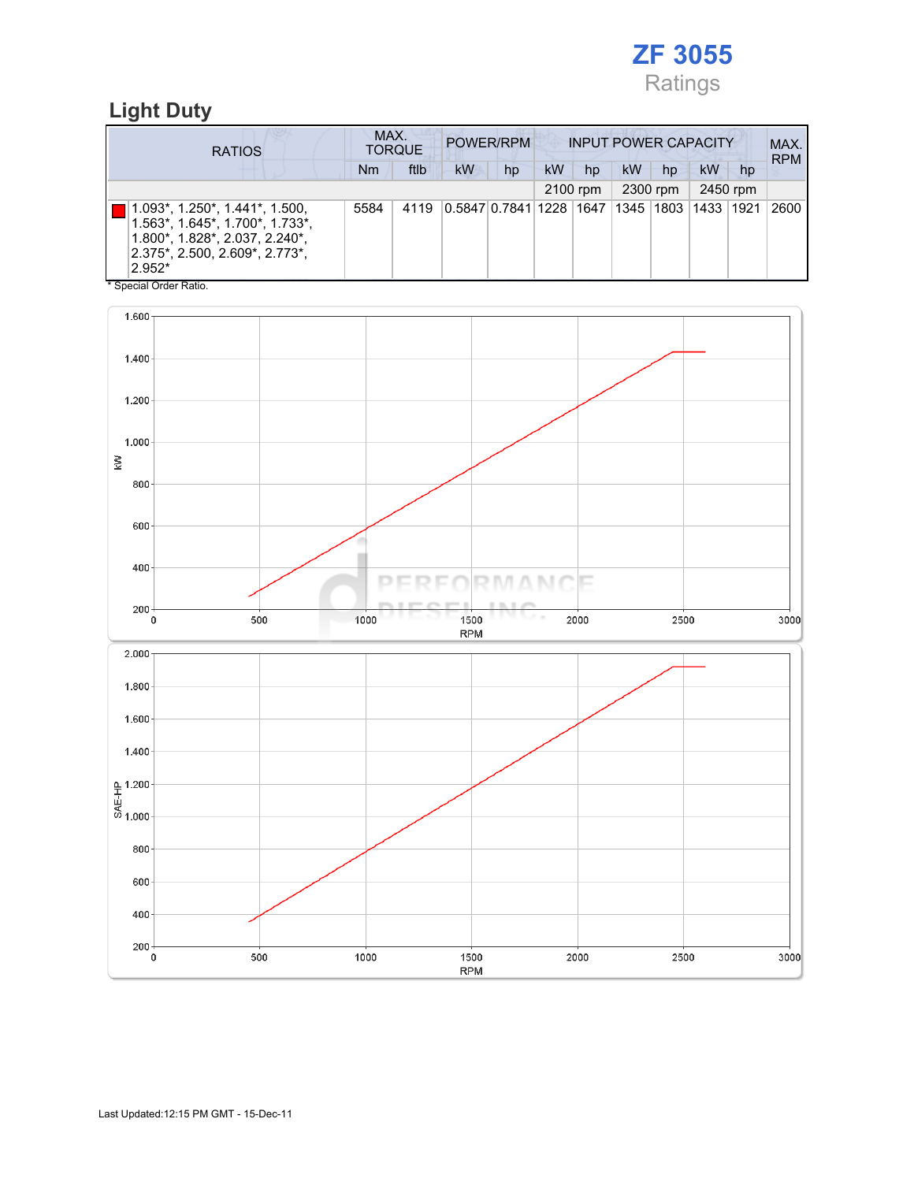# ZF 3055

Ratings

## Light Duty

| RATIOS | MAX. TORQUE | | POWER/RPM | | INPUT POWER CAPACITY | | | | | | MAX. RPM |
|---|---|---|---|---|---|---|---|---|---|---|---|
| | Nm | ftlb | kW | hp | kW | hp | kW | hp | kW | hp | |
| | | | | | 2100 rpm | | 2300 rpm | | 2450 rpm | | |
| 1.093*, 1.250*, 1.441*, 1.500, 1.563*, 1.645*, 1.700*, 1.733*, 1.800*, 1.828*, 2.037, 2.240*, 2.375*, 2.500, 2.609*, 2.773*, 2.952* | 5584 | 4119 | 0.5847 | 0.7841 | 1228 | 1647 | 1345 | 1803 | 1433 | 1921 | 2600 |

* Special Order Ratio.

Last Updated:12:15 PM GMT - 15-Dec-11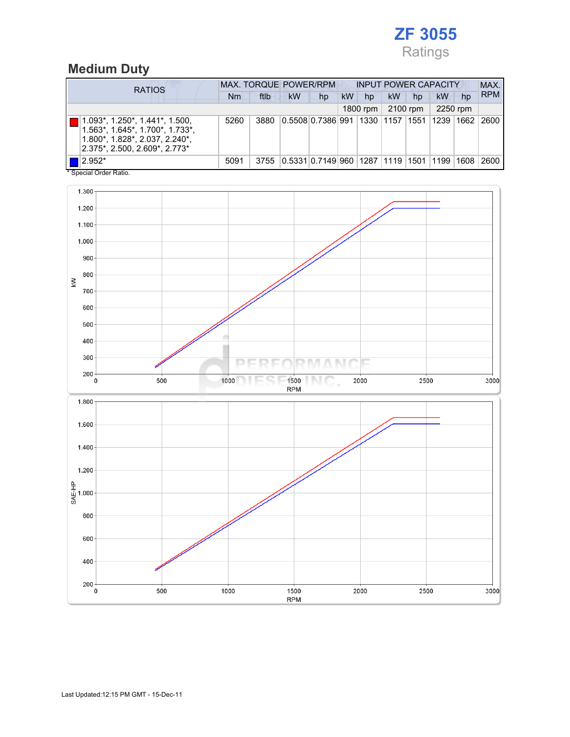# ZF 3055

Ratings

## Medium Duty

| RATIOS | MAX. TORQUE | | POWER/RPM | | INPUT POWER CAPACITY | | | | | | MAX. RPM |
|---|---|---|---|---|---|---|---|---|---|---|---|
| | Nm | ftlb | kW | hp | kW | hp | kW | hp | kW | hp | |
| | | | | | 1800 rpm | | 2100 rpm | | 2250 rpm | | |
| 1.093*, 1.250*, 1.441*, 1.500, 1.563*, 1.645*, 1.700*, 1.733*, 1.800*, 1.828*, 2.037, 2.240*, 2.375*, 2.500, 2.609*, 2.773* | 5260 | 3880 | 0.5508 | 0.7386 | 991 | 1330 | 1157 | 1551 | 1239 | 1662 | 2600 |
| 2.952* | 5091 | 3755 | 0.5331 | 0.7149 | 960 | 1287 | 1119 | 1501 | 1199 | 1608 | 2600 |

\* Special Order Ratio.

Last Updated:12:15 PM GMT - 15-Dec-11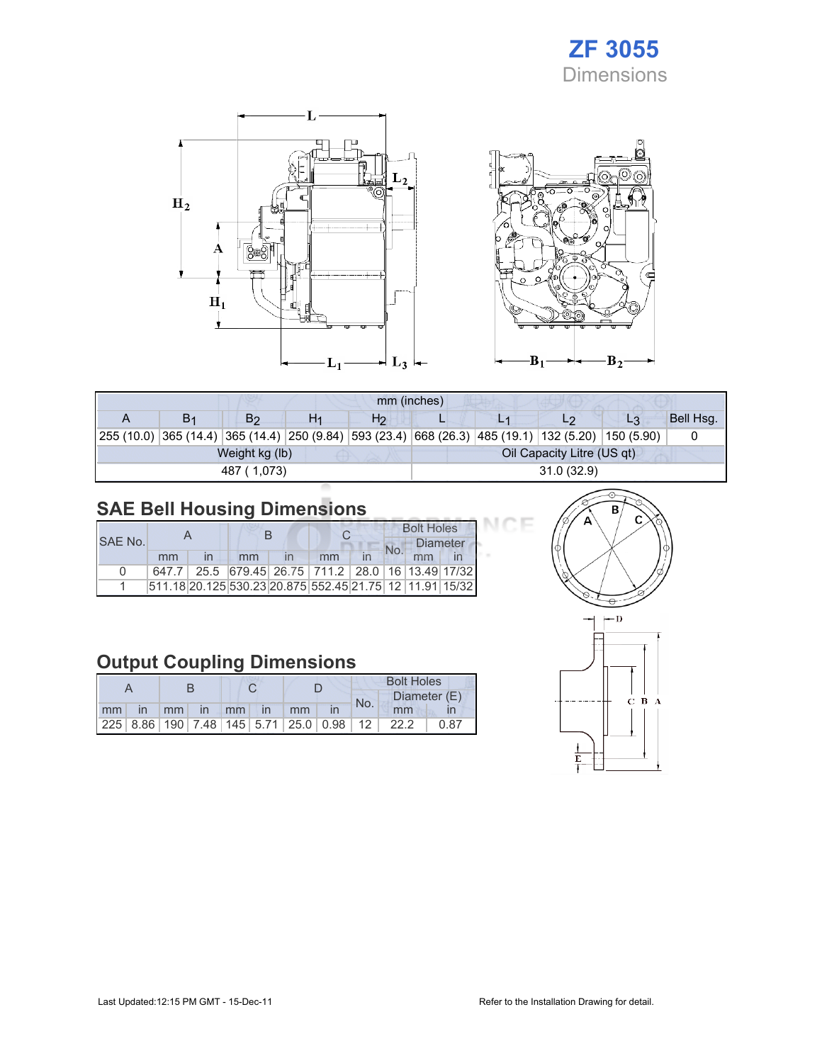# ZF 3055

Dimensions

| mm (inches) | | | | | | | | | |
|---|---|---|---|---|---|---|---|---|---|
| A | $B_1$ | $B_2$ | $H_1$ | $H_2$ | L | $L_1$ | $L_2$ | $L_3$ | Bell Hsg. |
| 255 (10.0) | 365 (14.4) | 365 (14.4) | 250 (9.84) | 593 (23.4) | 668 (26.3) | 485 (19.1) | 132 (5.20) | 150 (5.90) | 0 |
| Weight kg (lb) | | | | | Oil Capacity Litre (US qt) | | | | |
| 487 ( 1,073) | | | | | 31.0 (32.9) | | | | |

## SAE Bell Housing Dimensions

| SAE No. | A | | B | | C | | Bolt Holes | | |
|---|---|---|---|---|---|---|---|---|---|
| | | | | | | | No. | Diameter | |
| | mm | in | mm | in | mm | in | | mm | in |
| 0 | 647.7 | 25.5 | 679.45 | 26.75 | 711.2 | 28.0 | 16 | 13.49 | 17/32 |
| 1 | 511.18 | 20.125 | 530.23 | 20.875 | 552.45 | 21.75 | 12 | 11.91 | 15/32 |

## Output Coupling Dimensions

| A | | B | | C | | D | | Bolt Holes | | |
|---|---|---|---|---|---|---|---|---|---|---|
| | | | | | | | | No. | Diameter (E) | |
| mm | in | mm | in | mm | in | mm | in | | mm | in |
| 225 | 8.86 | 190 | 7.48 | 145 | 5.71 | 25.0 | 0.98 | 12 | 22.2 | 0.87 |

Last Updated:12:15 PM GMT - 15-Dec-11

Refer to the Installation Drawing for detail.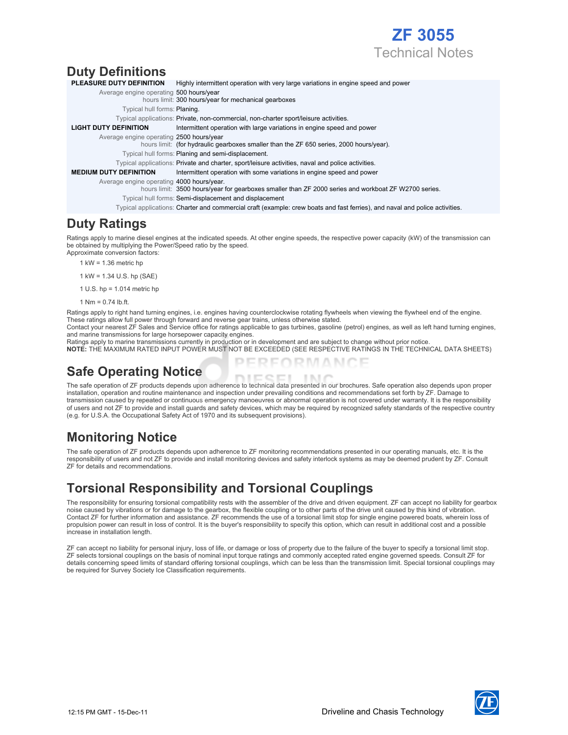# ZF 3055

## Technical Notes

## Duty Definitions

| | |
|---|---|
| **PLEASURE DUTY DEFINITION** | Highly intermittent operation with very large variations in engine speed and power |
| Average engine operating hours limit: | 500 hours/year<br>300 hours/year for mechanical gearboxes |
| Typical hull forms: | Planing. |
| Typical applications: | Private, non-commercial, non-charter sport/leisure activities. |
| **LIGHT DUTY DEFINITION** | Intermittent operation with large variations in engine speed and power |
| Average engine operating hours limit: | 2500 hours/year<br>(for hydraulic gearboxes smaller than the ZF 650 series, 2000 hours/year). |
| Typical hull forms: | Planing and semi-displacement. |
| Typical applications: | Private and charter, sport/leisure activities, naval and police activities. |
| **MEDIUM DUTY DEFINITION** | Intermittent operation with some variations in engine speed and power |
| Average engine operating hours limit: | 4000 hours/year.<br>3500 hours/year for gearboxes smaller than ZF 2000 series and workboat ZF W2700 series. |
| Typical hull forms: | Semi-displacement and displacement |
| Typical applications: | Charter and commercial craft (example: crew boats and fast ferries), and naval and police activities. |

## Duty Ratings

Ratings apply to marine diesel engines at the indicated speeds. At other engine speeds, the respective power capacity (kW) of the transmission can be obtained by multiplying the Power/Speed ratio by the speed.
Approximate conversion factors:

1 kW = 1.36 metric hp

1 kW = 1.34 U.S. hp (SAE)

1 U.S. hp = 1.014 metric hp

1 Nm = 0.74 lb.ft.

Ratings apply to right hand turning engines, i.e. engines having counterclockwise rotating flywheels when viewing the flywheel end of the engine.
These ratings allow full power through forward and reverse gear trains, unless otherwise stated.
Contact your nearest ZF Sales and Service office for ratings applicable to gas turbines, gasoline (petrol) engines, as well as left hand turning engines, and marine transmissions for large horsepower capacity engines.
Ratings apply to marine transmissions currently in production or in development and are subject to change without prior notice.
**NOTE:** THE MAXIMUM RATED INPUT POWER MUST NOT BE EXCEEDED (SEE RESPECTIVE RATINGS IN THE TECHNICAL DATA SHEETS)

## Safe Operating Notice

The safe operation of ZF products depends upon adherence to technical data presented in our brochures. Safe operation also depends upon proper installation, operation and routine maintenance and inspection under prevailing conditions and recommendations set forth by ZF. Damage to transmission caused by repeated or continuous emergency manoeuvres or abnormal operation is not covered under warranty. It is the responsibility of users and not ZF to provide and install guards and safety devices, which may be required by recognized safety standards of the respective country (e.g. for U.S.A. the Occupational Safety Act of 1970 and its subsequent provisions).

## Monitoring Notice

The safe operation of ZF products depends upon adherence to ZF monitoring recommendations presented in our operating manuals, etc. It is the responsibility of users and not ZF to provide and install monitoring devices and safety interlock systems as may be deemed prudent by ZF. Consult ZF for details and recommendations.

## Torsional Responsibility and Torsional Couplings

The responsibility for ensuring torsional compatibility rests with the assembler of the drive and driven equipment. ZF can accept no liability for gearbox noise caused by vibrations or for damage to the gearbox, the flexible coupling or to other parts of the drive unit caused by this kind of vibration. Contact ZF for further information and assistance. ZF recommends the use of a torsional limit stop for single engine powered boats, wherein loss of propulsion power can result in loss of control. It is the buyer's responsibility to specify this option, which can result in additional cost and a possible increase in installation length.

ZF can accept no liability for personal injury, loss of life, or damage or loss of property due to the failure of the buyer to specify a torsional limit stop. ZF selects torsional couplings on the basis of nominal input torque ratings and commonly accepted rated engine governed speeds. Consult ZF for details concerning speed limits of standard offering torsional couplings, which can be less than the transmission limit. Special torsional couplings may be required for Survey Society Ice Classification requirements.